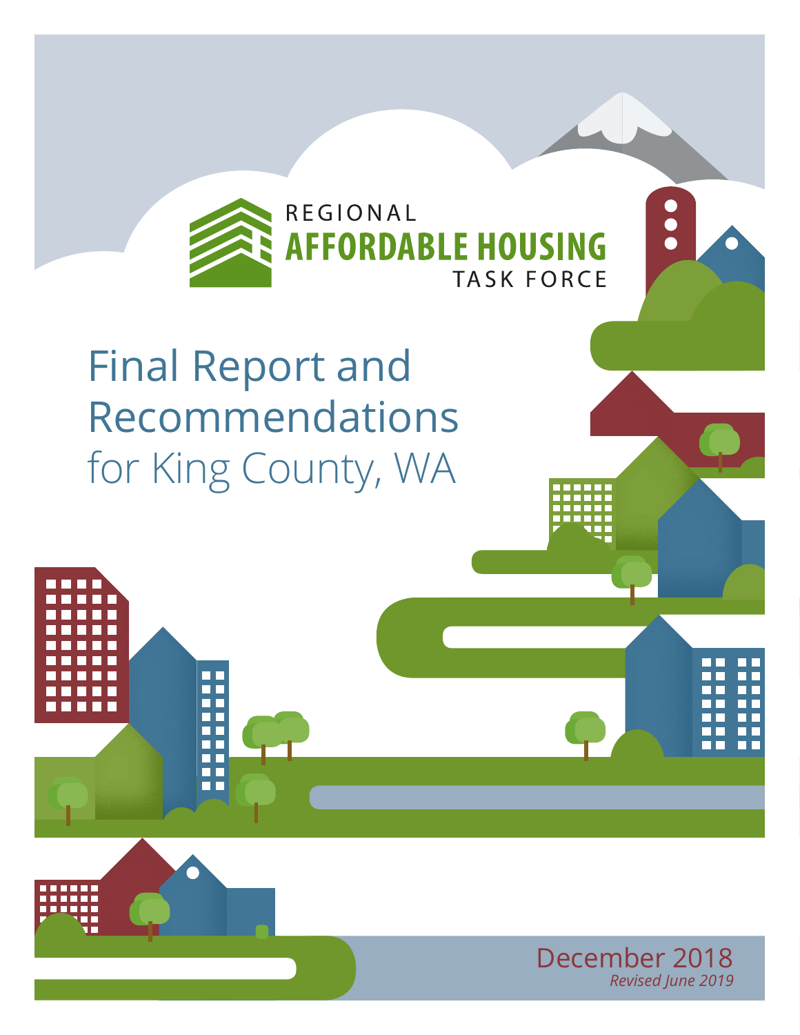REGIONAL

**AFFORDABLE HOUSING**

TASK FORCE

# Final Report and Recommendations for King County, WA

December 2018

*Revised June 2019*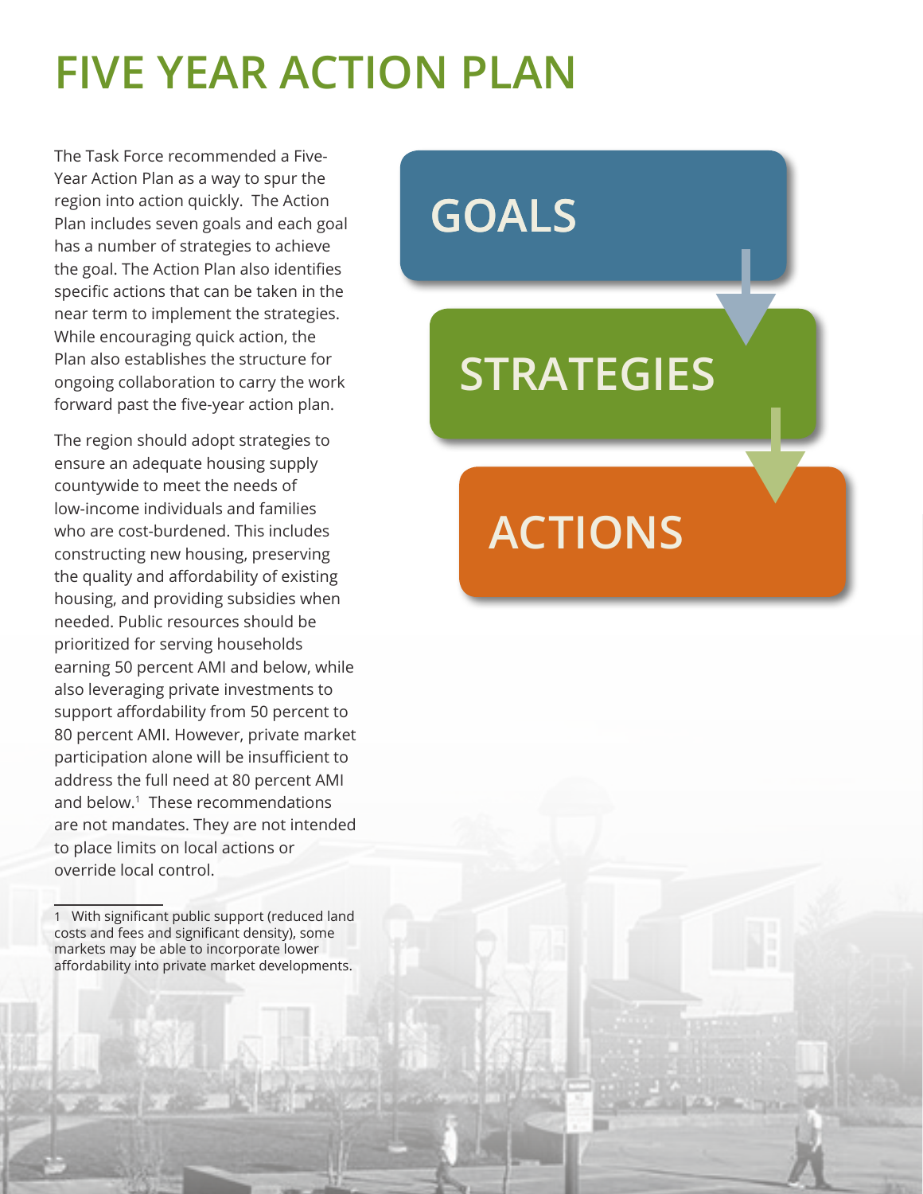# FIVE YEAR ACTION PLAN

The Task Force recommended a Five-Year Action Plan as a way to spur the region into action quickly. The Action Plan includes seven goals and each goal has a number of strategies to achieve the goal. The Action Plan also identifies specific actions that can be taken in the near term to implement the strategies. While encouraging quick action, the Plan also establishes the structure for ongoing collaboration to carry the work forward past the five-year action plan.

The region should adopt strategies to ensure an adequate housing supply countywide to meet the needs of low-income individuals and families who are cost-burdened. This includes constructing new housing, preserving the quality and affordability of existing housing, and providing subsidies when needed. Public resources should be prioritized for serving households earning 50 percent AMI and below, while also leveraging private investments to support affordability from 50 percent to 80 percent AMI. However, private market participation alone will be insufficient to address the full need at 80 percent AMI and below.[1] These recommendations are not mandates. They are not intended to place limits on local actions or override local control.

GOALS

STRATEGIES

ACTIONS

---

1 With significant public support (reduced land costs and fees and significant density), some markets may be able to incorporate lower affordability into private market developments.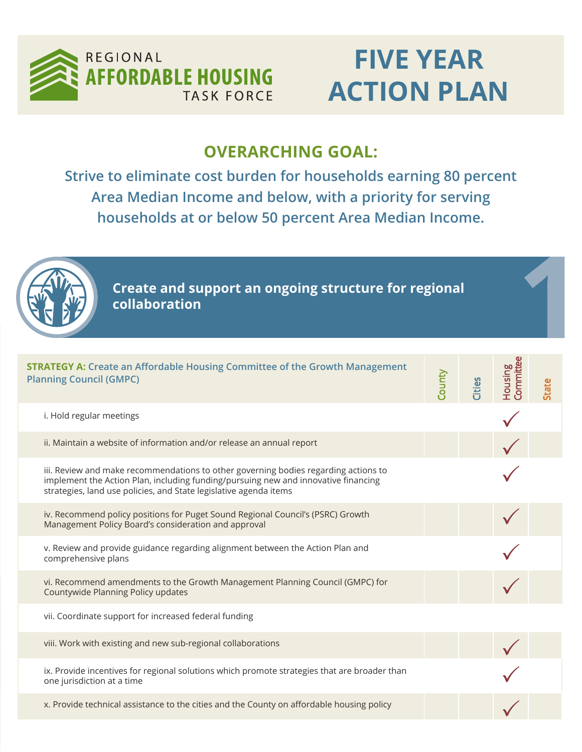# REGIONAL AFFORDABLE HOUSING TASK FORCE

# FIVE YEAR ACTION PLAN

## OVERARCHING GOAL:

**Strive to eliminate cost burden for households earning 80 percent Area Median Income and below, with a priority for serving households at or below 50 percent Area Median Income.**

## 1 Create and support an ongoing structure for regional collaboration

| **STRATEGY A:** Create an Affordable Housing Committee of the Growth Management Planning Council (GMPC) | County | Cities | Housing Committee | State |
|---|---|---|---|---|
| i. Hold regular meetings | | | ✓ | |
| ii. Maintain a website of information and/or release an annual report | | | ✓ | |
| iii. Review and make recommendations to other governing bodies regarding actions to implement the Action Plan, including funding/pursuing new and innovative financing strategies, land use policies, and State legislative agenda items | | | ✓ | |
| iv. Recommend policy positions for Puget Sound Regional Council's (PSRC) Growth Management Policy Board's consideration and approval | | | ✓ | |
| v. Review and provide guidance regarding alignment between the Action Plan and comprehensive plans | | | ✓ | |
| vi. Recommend amendments to the Growth Management Planning Council (GMPC) for Countywide Planning Policy updates | | | ✓ | |
| vii. Coordinate support for increased federal funding | | | | |
| viii. Work with existing and new sub-regional collaborations | | | ✓ | |
| ix. Provide incentives for regional solutions which promote strategies that are broader than one jurisdiction at a time | | | ✓ | |
| x. Provide technical assistance to the cities and the County on affordable housing policy | | | ✓ | |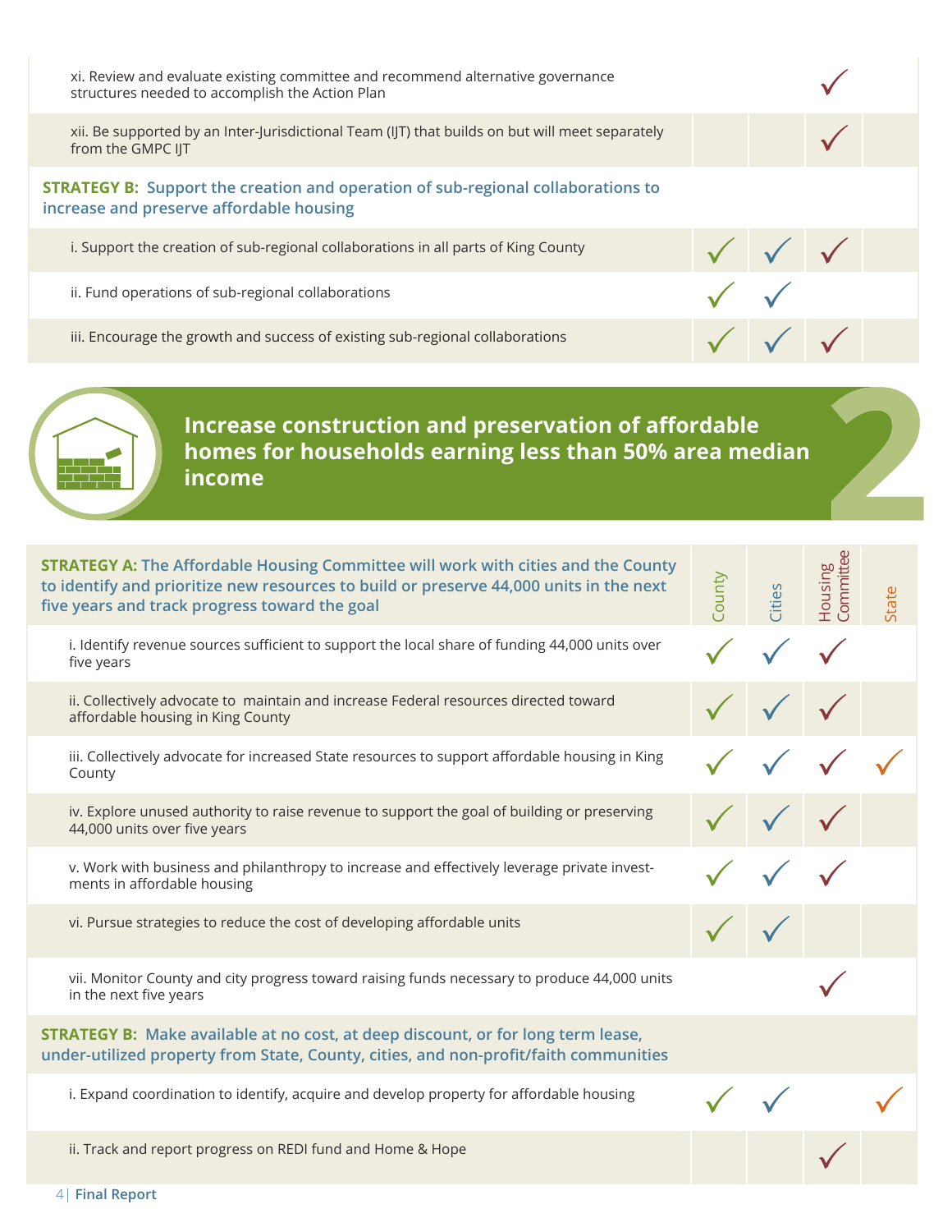| | County | Cities | Housing Committee | State |
|---|---|---|---|---|
| xi. Review and evaluate existing committee and recommend alternative governance structures needed to accomplish the Action Plan | | | ✓ | |
| xii. Be supported by an Inter-Jurisdictional Team (IJT) that builds on but will meet separately from the GMPC IJT | | | ✓ | |
| **STRATEGY B: Support the creation and operation of sub-regional collaborations to increase and preserve affordable housing** | | | | |
| i. Support the creation of sub-regional collaborations in all parts of King County | ✓ | ✓ | ✓ | |
| ii. Fund operations of sub-regional collaborations | ✓ | ✓ | | |
| iii. Encourage the growth and success of existing sub-regional collaborations | ✓ | ✓ | ✓ | |

## 2 Increase construction and preservation of affordable homes for households earning less than 50% area median income

| **STRATEGY A: The Affordable Housing Committee will work with cities and the County to identify and prioritize new resources to build or preserve 44,000 units in the next five years and track progress toward the goal** | County | Cities | Housing Committee | State |
|---|---|---|---|---|
| i. Identify revenue sources sufficient to support the local share of funding 44,000 units over five years | ✓ | ✓ | ✓ | |
| ii. Collectively advocate to maintain and increase Federal resources directed toward affordable housing in King County | ✓ | ✓ | ✓ | |
| iii. Collectively advocate for increased State resources to support affordable housing in King County | ✓ | ✓ | ✓ | ✓ |
| iv. Explore unused authority to raise revenue to support the goal of building or preserving 44,000 units over five years | ✓ | ✓ | ✓ | |
| v. Work with business and philanthropy to increase and effectively leverage private investments in affordable housing | ✓ | ✓ | ✓ | |
| vi. Pursue strategies to reduce the cost of developing affordable units | ✓ | ✓ | | |
| vii. Monitor County and city progress toward raising funds necessary to produce 44,000 units in the next five years | | | ✓ | |
| **STRATEGY B: Make available at no cost, at deep discount, or for long term lease, under-utilized property from State, County, cities, and non-profit/faith communities** | | | | |
| i. Expand coordination to identify, acquire and develop property for affordable housing | ✓ | ✓ | | ✓ |
| ii. Track and report progress on REDI fund and Home & Hope | | | ✓ | |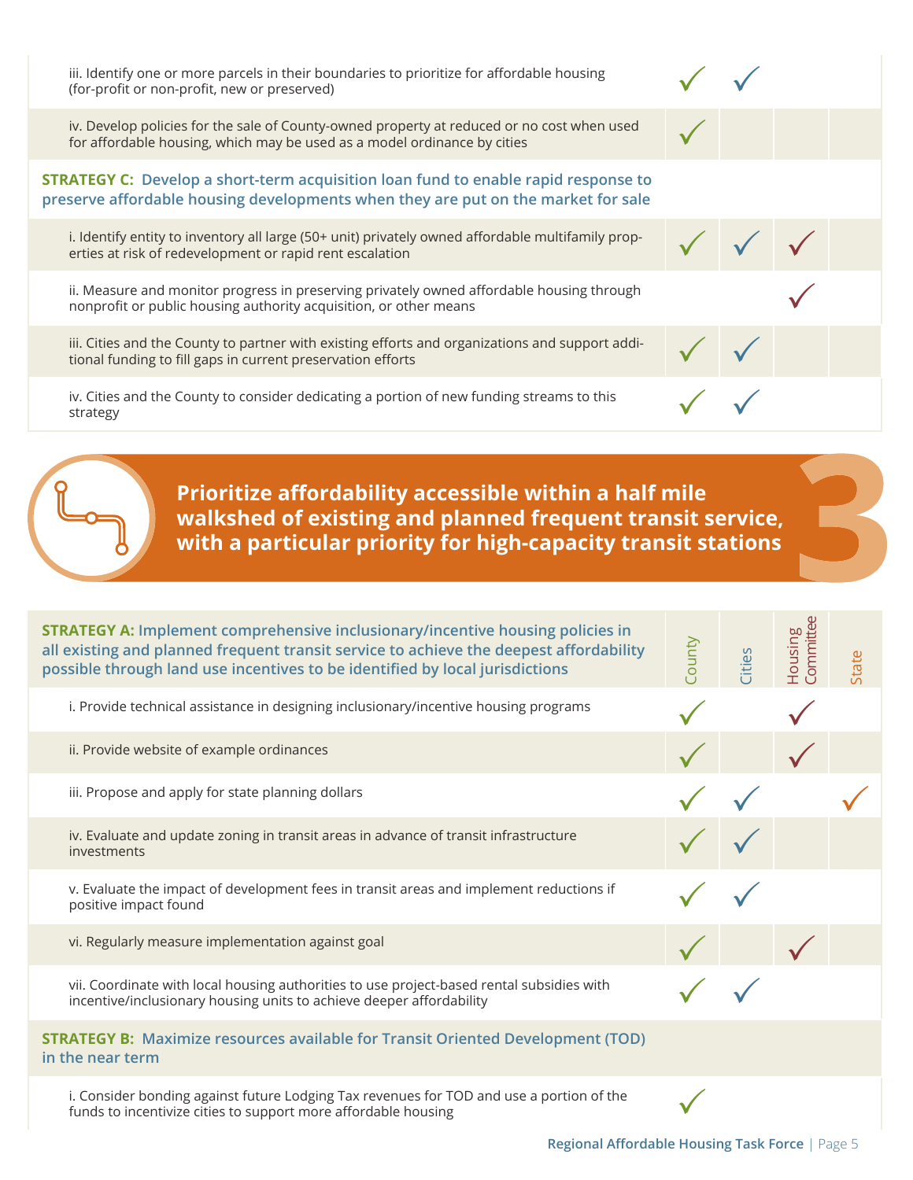| | County | Cities | Housing Committee | State |
|---|---|---|---|---|
| iii. Identify one or more parcels in their boundaries to prioritize for affordable housing (for-profit or non-profit, new or preserved) | ✓ | ✓ | | |
| iv. Develop policies for the sale of County-owned property at reduced or no cost when used for affordable housing, which may be used as a model ordinance by cities | ✓ | | | |
| **STRATEGY C: Develop a short-term acquisition loan fund to enable rapid response to preserve affordable housing developments when they are put on the market for sale** | | | | |
| i. Identify entity to inventory all large (50+ unit) privately owned affordable multifamily properties at risk of redevelopment or rapid rent escalation | ✓ | ✓ | ✓ | |
| ii. Measure and monitor progress in preserving privately owned affordable housing through nonprofit or public housing authority acquisition, or other means | | | ✓ | |
| iii. Cities and the County to partner with existing efforts and organizations and support additional funding to fill gaps in current preservation efforts | ✓ | ✓ | | |
| iv. Cities and the County to consider dedicating a portion of new funding streams to this strategy | ✓ | ✓ | | |

## 3 Prioritize affordability accessible within a half mile walkshed of existing and planned frequent transit service, with a particular priority for high-capacity transit stations

| **STRATEGY A: Implement comprehensive inclusionary/incentive housing policies in all existing and planned frequent transit service to achieve the deepest affordability possible through land use incentives to be identified by local jurisdictions** | County | Cities | Housing Committee | State |
|---|---|---|---|---|
| i. Provide technical assistance in designing inclusionary/incentive housing programs | ✓ | | ✓ | |
| ii. Provide website of example ordinances | ✓ | | ✓ | |
| iii. Propose and apply for state planning dollars | ✓ | ✓ | | ✓ |
| iv. Evaluate and update zoning in transit areas in advance of transit infrastructure investments | ✓ | ✓ | | |
| v. Evaluate the impact of development fees in transit areas and implement reductions if positive impact found | ✓ | ✓ | | |
| vi. Regularly measure implementation against goal | ✓ | | ✓ | |
| vii. Coordinate with local housing authorities to use project-based rental subsidies with incentive/inclusionary housing units to achieve deeper affordability | ✓ | ✓ | | |
| **STRATEGY B: Maximize resources available for Transit Oriented Development (TOD) in the near term** | | | | |
| i. Consider bonding against future Lodging Tax revenues for TOD and use a portion of the funds to incentivize cities to support more affordable housing | ✓ | | | |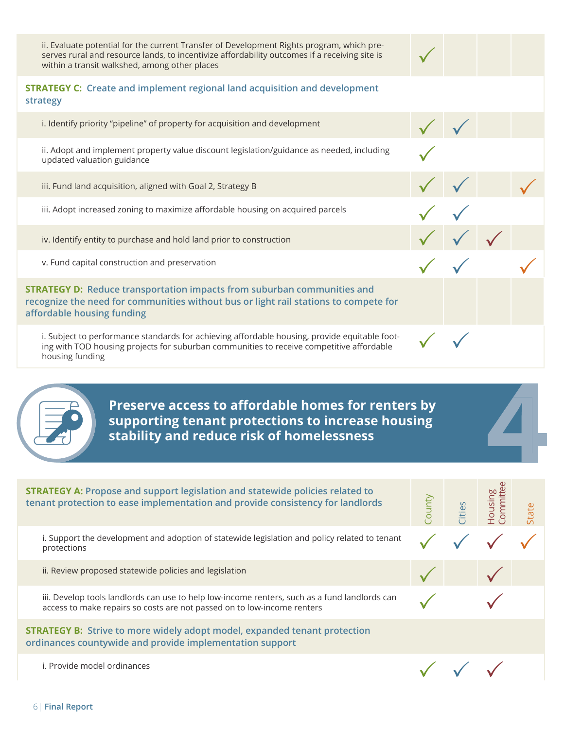| | County | Cities | Housing Committee | State |
|---|---|---|---|---|
| ii. Evaluate potential for the current Transfer of Development Rights program, which preserves rural and resource lands, to incentivize affordability outcomes if a receiving site is within a transit walkshed, among other places | ✓ | | | |
| **STRATEGY C: Create and implement regional land acquisition and development strategy** | | | | |
| i. Identify priority "pipeline" of property for acquisition and development | ✓ | ✓ | | |
| ii. Adopt and implement property value discount legislation/guidance as needed, including updated valuation guidance | ✓ | | | |
| iii. Fund land acquisition, aligned with Goal 2, Strategy B | ✓ | ✓ | | ✓ |
| iii. Adopt increased zoning to maximize affordable housing on acquired parcels | ✓ | ✓ | | |
| iv. Identify entity to purchase and hold land prior to construction | ✓ | ✓ | ✓ | |
| v. Fund capital construction and preservation | ✓ | ✓ | | ✓ |
| **STRATEGY D: Reduce transportation impacts from suburban communities and recognize the need for communities without bus or light rail stations to compete for affordable housing funding** | | | | |
| i. Subject to performance standards for achieving affordable housing, provide equitable footing with TOD housing projects for suburban communities to receive competitive affordable housing funding | ✓ | ✓ | | |

## 4 Preserve access to affordable homes for renters by supporting tenant protections to increase housing stability and reduce risk of homelessness

| **STRATEGY A: Propose and support legislation and statewide policies related to tenant protection to ease implementation and provide consistency for landlords** | County | Cities | Housing Committee | State |
|---|---|---|---|---|
| i. Support the development and adoption of statewide legislation and policy related to tenant protections | ✓ | ✓ | ✓ | ✓ |
| ii. Review proposed statewide policies and legislation | ✓ | | ✓ | |
| iii. Develop tools landlords can use to help low-income renters, such as a fund landlords can access to make repairs so costs are not passed on to low-income renters | ✓ | | ✓ | |
| **STRATEGY B: Strive to more widely adopt model, expanded tenant protection ordinances countywide and provide implementation support** | | | | |
| i. Provide model ordinances | ✓ | ✓ | ✓ | |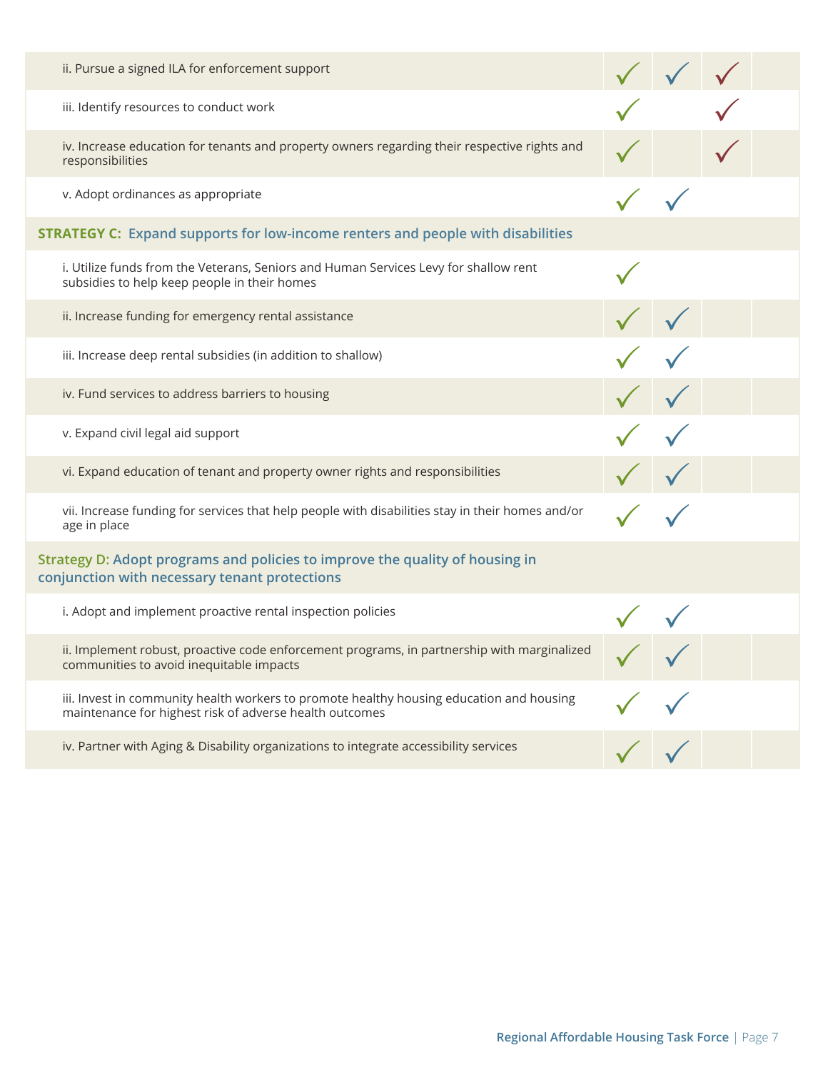| | | | | |
|---|---|---|---|---|
| ii. Pursue a signed ILA for enforcement support | ✓ | ✓ | ✓ | |
| iii. Identify resources to conduct work | ✓ | | ✓ | |
| iv. Increase education for tenants and property owners regarding their respective rights and responsibilities | ✓ | | ✓ | |
| v. Adopt ordinances as appropriate | ✓ | ✓ | | |
| **STRATEGY C: Expand supports for low-income renters and people with disabilities** | | | | |
| i. Utilize funds from the Veterans, Seniors and Human Services Levy for shallow rent subsidies to help keep people in their homes | ✓ | | | |
| ii. Increase funding for emergency rental assistance | ✓ | ✓ | | |
| iii. Increase deep rental subsidies (in addition to shallow) | ✓ | ✓ | | |
| iv. Fund services to address barriers to housing | ✓ | ✓ | | |
| v. Expand civil legal aid support | ✓ | ✓ | | |
| vi. Expand education of tenant and property owner rights and responsibilities | ✓ | ✓ | | |
| vii. Increase funding for services that help people with disabilities stay in their homes and/or age in place | ✓ | ✓ | | |
| **Strategy D: Adopt programs and policies to improve the quality of housing in conjunction with necessary tenant protections** | | | | |
| i. Adopt and implement proactive rental inspection policies | ✓ | ✓ | | |
| ii. Implement robust, proactive code enforcement programs, in partnership with marginalized communities to avoid inequitable impacts | ✓ | ✓ | | |
| iii. Invest in community health workers to promote healthy housing education and housing maintenance for highest risk of adverse health outcomes | ✓ | ✓ | | |
| iv. Partner with Aging & Disability organizations to integrate accessibility services | ✓ | ✓ | | |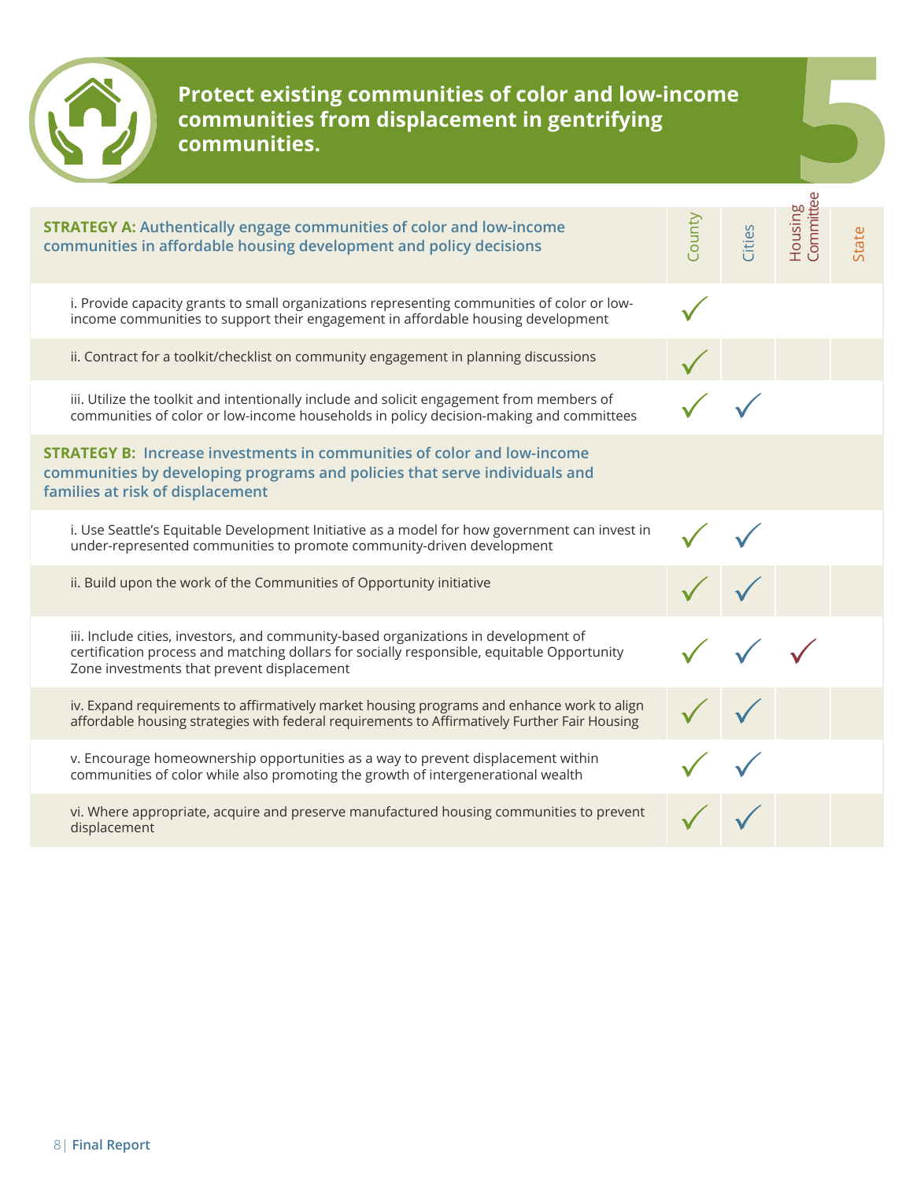# 5 Protect existing communities of color and low-income communities from displacement in gentrifying communities.

| | County | Cities | Housing Committee | State |
|---|---|---|---|---|
| **STRATEGY A: Authentically engage communities of color and low-income communities in affordable housing development and policy decisions** | | | | |
| i. Provide capacity grants to small organizations representing communities of color or low-income communities to support their engagement in affordable housing development | ✓ | | | |
| ii. Contract for a toolkit/checklist on community engagement in planning discussions | ✓ | | | |
| iii. Utilize the toolkit and intentionally include and solicit engagement from members of communities of color or low-income households in policy decision-making and committees | ✓ | ✓ | | |
| **STRATEGY B: Increase investments in communities of color and low-income communities by developing programs and policies that serve individuals and families at risk of displacement** | | | | |
| i. Use Seattle's Equitable Development Initiative as a model for how government can invest in under-represented communities to promote community-driven development | ✓ | ✓ | | |
| ii. Build upon the work of the Communities of Opportunity initiative | ✓ | ✓ | | |
| iii. Include cities, investors, and community-based organizations in development of certification process and matching dollars for socially responsible, equitable Opportunity Zone investments that prevent displacement | ✓ | ✓ | ✓ | |
| iv. Expand requirements to affirmatively market housing programs and enhance work to align affordable housing strategies with federal requirements to Affirmatively Further Fair Housing | ✓ | ✓ | | |
| v. Encourage homeownership opportunities as a way to prevent displacement within communities of color while also promoting the growth of intergenerational wealth | ✓ | ✓ | | |
| vi. Where appropriate, acquire and preserve manufactured housing communities to prevent displacement | ✓ | ✓ | | |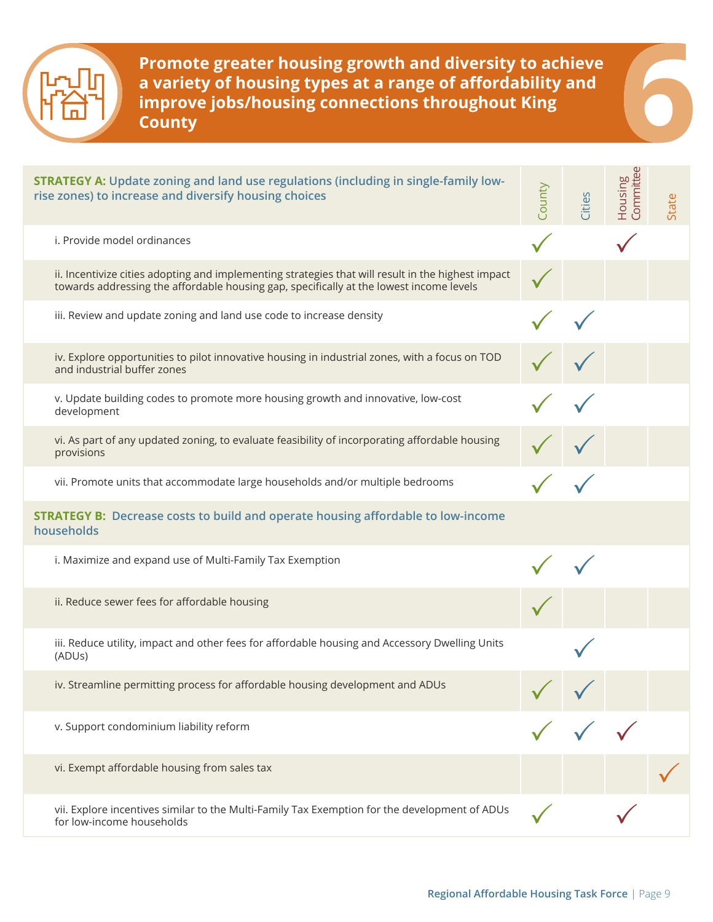# 6 Promote greater housing growth and diversity to achieve a variety of housing types at a range of affordability and improve jobs/housing connections throughout King County

| **STRATEGY A:** Update zoning and land use regulations (including in single-family low-rise zones) to increase and diversify housing choices | County | Cities | Housing Committee | State |
|---|---|---|---|---|
| i. Provide model ordinances | ✓ | | ✓ | |
| ii. Incentivize cities adopting and implementing strategies that will result in the highest impact towards addressing the affordable housing gap, specifically at the lowest income levels | ✓ | | | |
| iii. Review and update zoning and land use code to increase density | ✓ | ✓ | | |
| iv. Explore opportunities to pilot innovative housing in industrial zones, with a focus on TOD and industrial buffer zones | ✓ | ✓ | | |
| v. Update building codes to promote more housing growth and innovative, low-cost development | ✓ | ✓ | | |
| vi. As part of any updated zoning, to evaluate feasibility of incorporating affordable housing provisions | ✓ | ✓ | | |
| vii. Promote units that accommodate large households and/or multiple bedrooms | ✓ | ✓ | | |
| **STRATEGY B:** Decrease costs to build and operate housing affordable to low-income households | | | | |
| i. Maximize and expand use of Multi-Family Tax Exemption | ✓ | ✓ | | |
| ii. Reduce sewer fees for affordable housing | ✓ | | | |
| iii. Reduce utility, impact and other fees for affordable housing and Accessory Dwelling Units (ADUs) | | ✓ | | |
| iv. Streamline permitting process for affordable housing development and ADUs | ✓ | ✓ | | |
| v. Support condominium liability reform | ✓ | ✓ | ✓ | |
| vi. Exempt affordable housing from sales tax | | | | ✓ |
| vii. Explore incentives similar to the Multi-Family Tax Exemption for the development of ADUs for low-income households | ✓ | | ✓ | |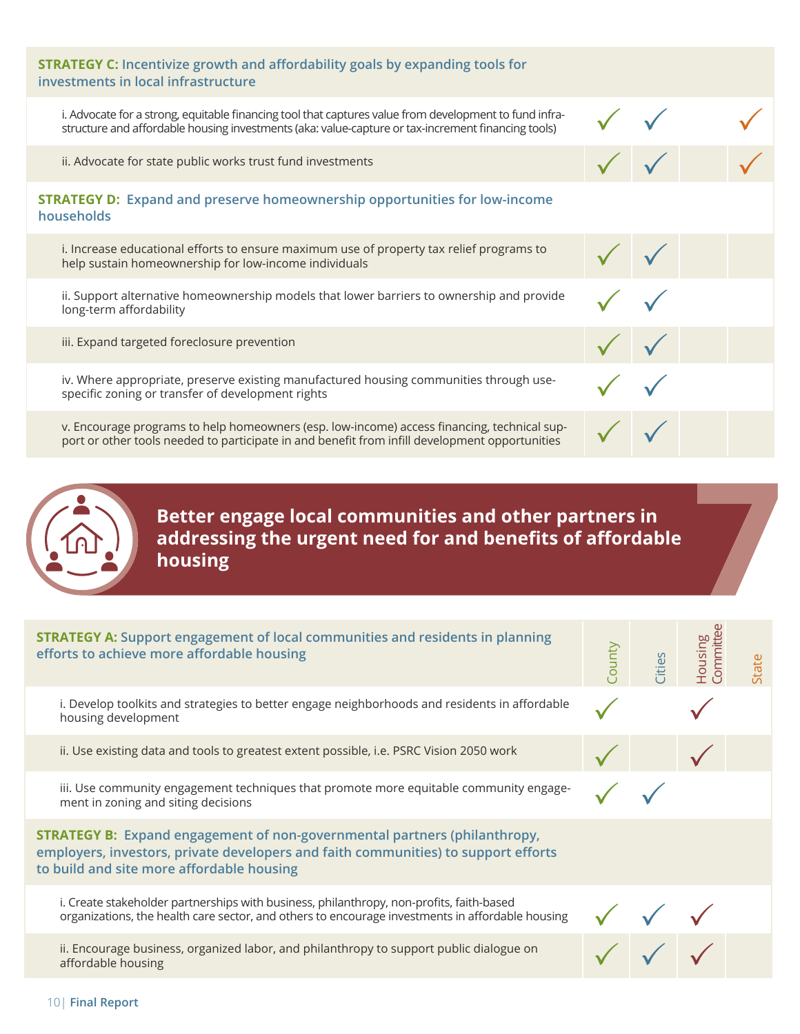| STRATEGY C: Incentivize growth and affordability goals by expanding tools for investments in local infrastructure | County | Cities | Housing Committee | State |
|---|---|---|---|---|
| i. Advocate for a strong, equitable financing tool that captures value from development to fund infrastructure and affordable housing investments (aka: value-capture or tax-increment financing tools) | ✓ | ✓ | | ✓ |
| ii. Advocate for state public works trust fund investments | ✓ | ✓ | | ✓ |
| **STRATEGY D: Expand and preserve homeownership opportunities for low-income households** | | | | |
| i. Increase educational efforts to ensure maximum use of property tax relief programs to help sustain homeownership for low-income individuals | ✓ | ✓ | | |
| ii. Support alternative homeownership models that lower barriers to ownership and provide long-term affordability | ✓ | ✓ | | |
| iii. Expand targeted foreclosure prevention | ✓ | ✓ | | |
| iv. Where appropriate, preserve existing manufactured housing communities through use-specific zoning or transfer of development rights | ✓ | ✓ | | |
| v. Encourage programs to help homeowners (esp. low-income) access financing, technical support or other tools needed to participate in and benefit from infill development opportunities | ✓ | ✓ | | |

## 7 Better engage local communities and other partners in addressing the urgent need for and benefits of affordable housing

| STRATEGY A: Support engagement of local communities and residents in planning efforts to achieve more affordable housing | County | Cities | Housing Committee | State |
|---|---|---|---|---|
| i. Develop toolkits and strategies to better engage neighborhoods and residents in affordable housing development | ✓ | | ✓ | |
| ii. Use existing data and tools to greatest extent possible, i.e. PSRC Vision 2050 work | ✓ | | ✓ | |
| iii. Use community engagement techniques that promote more equitable community engagement in zoning and siting decisions | ✓ | ✓ | | |
| **STRATEGY B: Expand engagement of non-governmental partners (philanthropy, employers, investors, private developers and faith communities) to support efforts to build and site more affordable housing** | | | | |
| i. Create stakeholder partnerships with business, philanthropy, non-profits, faith-based organizations, the health care sector, and others to encourage investments in affordable housing | ✓ | ✓ | ✓ | |
| ii. Encourage business, organized labor, and philanthropy to support public dialogue on affordable housing | ✓ | ✓ | ✓ | |